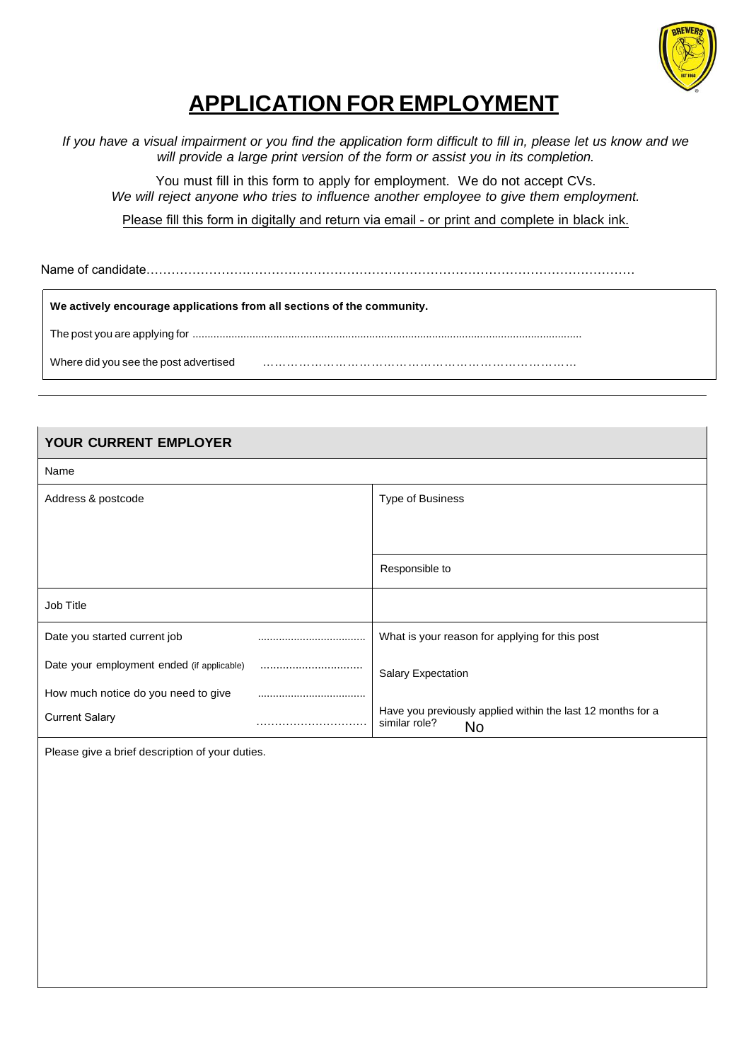# APPLICATION FOR EMPLOYMENT

*If you have a visual impairment or you find the application form difficult to fill in, please let us know and we will provide a large print version of the form or assist you in its completion.*

You must fill in this form to apply for employment. We do not accept CVs.
*We will reject anyone who tries to influence another employee to give them employment.*

Please fill this form in digitally and return via email - or print and complete in black ink.

Name of candidate……………………………………………………………………………………………………

**We actively encourage applications from all sections of the community.**

The post you are applying for ..............................................................................................................................

Where did you see the post advertised ……………………………………………………………………

---

| YOUR CURRENT EMPLOYER | |
|---|---|
| Name | |
| Address & postcode | Type of Business |
| | Responsible to |
| Job Title | |
| Date you started current job .................................... | What is your reason for applying for this post |
| Date your employment ended (if applicable) ................................ | Salary Expectation |
| How much notice do you need to give .................................... | |
| Current Salary ………………………… | Have you previously applied within the last 12 months for a similar role? No |
| Please give a brief description of your duties. | |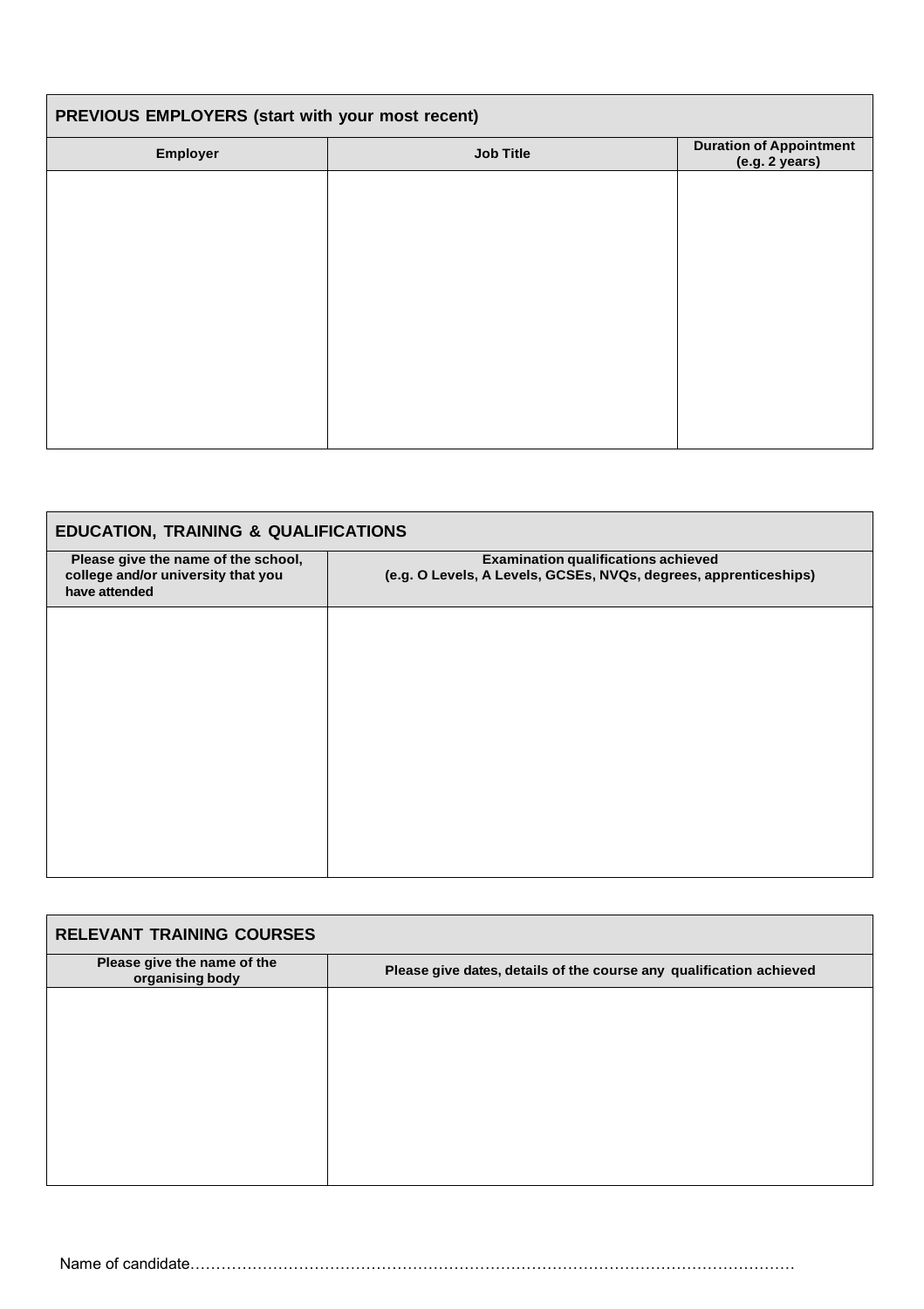## PREVIOUS EMPLOYERS (start with your most recent)

| Employer | Job Title | Duration of Appointment (e.g. 2 years) |
|---|---|---|
| | | |

## EDUCATION, TRAINING & QUALIFICATIONS

| Please give the name of the school, college and/or university that you have attended | Examination qualifications achieved (e.g. O Levels, A Levels, GCSEs, NVQs, degrees, apprenticeships) |
|---|---|
| | |

## RELEVANT TRAINING COURSES

| Please give the name of the organising body | Please give dates, details of the course any qualification achieved |
|---|---|
| | |

Name of candidate……………………………………………………………………………………………………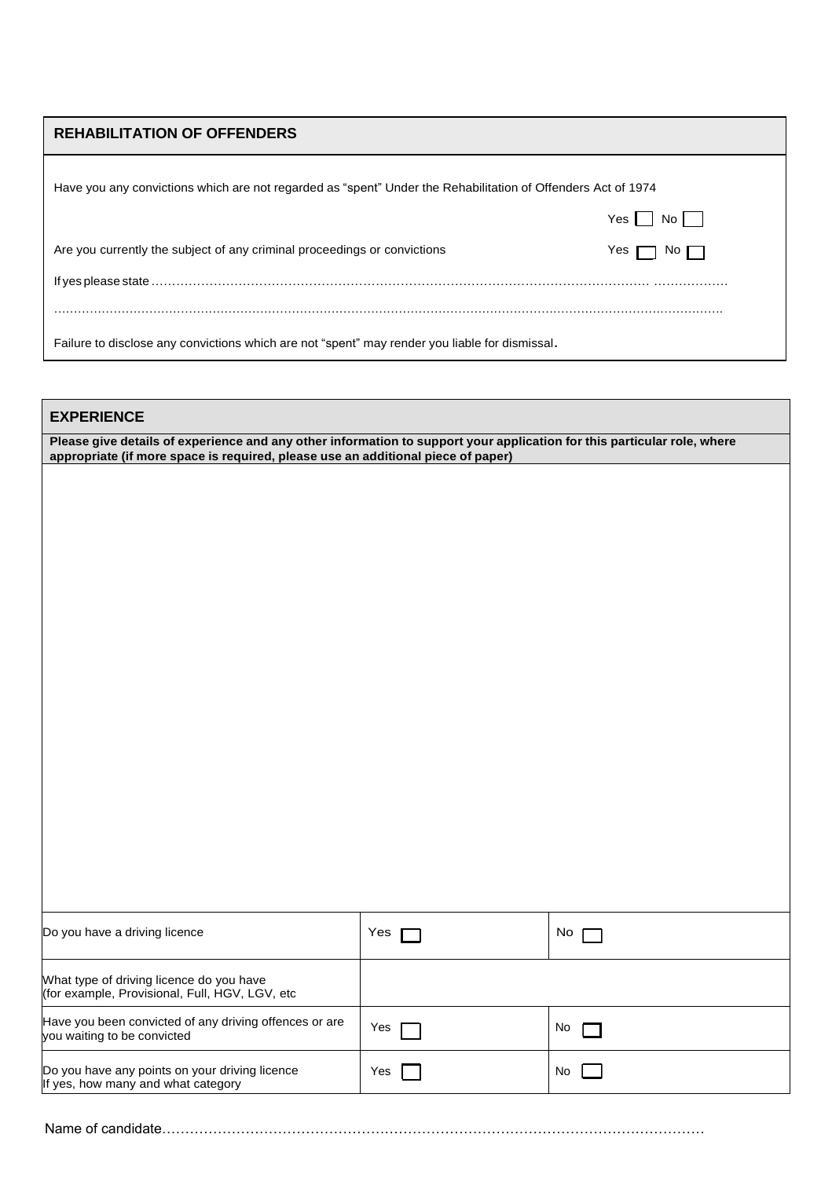## REHABILITATION OF OFFENDERS

Have you any convictions which are not regarded as "spent" Under the Rehabilitation of Offenders Act of 1974

Yes ☐ No ☐

Are you currently the subject of any criminal proceedings or convictions Yes ☐ No ☐

If yes please state …………………………………………………………………………………………………………… ………………

……………………………………………………………………………………………………………………………………………….

Failure to disclose any convictions which are not "spent" may render you liable for dismissal.

## EXPERIENCE

**Please give details of experience and any other information to support your application for this particular role, where appropriate (if more space is required, please use an additional piece of paper)**

| | | |
|---|---|---|
| Do you have a driving licence | Yes ☐ | No ☐ |
| What type of driving licence do you have (for example, Provisional, Full, HGV, LGV, etc | | |
| Have you been convicted of any driving offences or are you waiting to be convicted | Yes ☐ | No ☐ |
| Do you have any points on your driving licence If yes, how many and what category | Yes ☐ | No ☐ |

Name of candidate……………………………………………………………………………………………………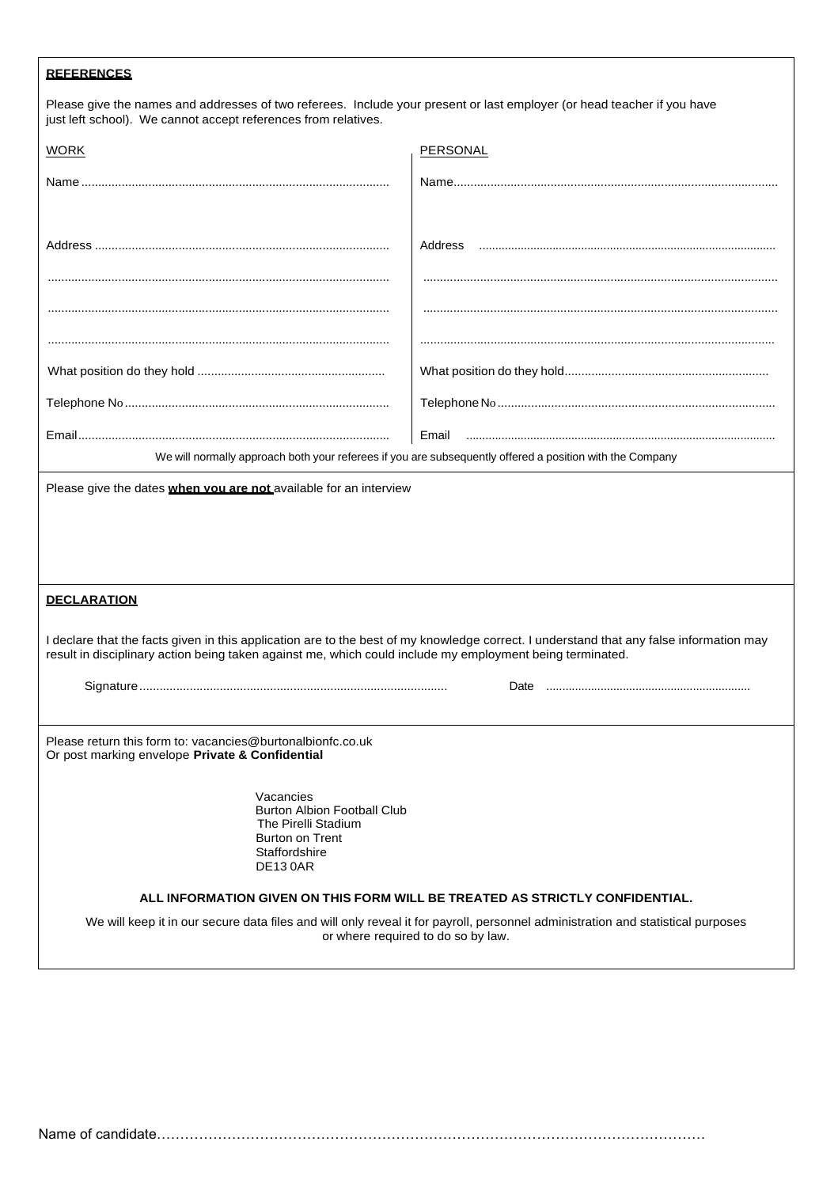**REFERENCES**

Please give the names and addresses of two referees. Include your present or last employer (or head teacher if you have just left school). We cannot accept references from relatives.

| WORK | PERSONAL |
|---|---|
| Name .......................................................................................... | Name................................................................................................ |
| Address ...................................................................................... | Address ........................................................................................... |
| .................................................................................................... | ........................................................................................................ |
| .................................................................................................... | ........................................................................................................ |
| .................................................................................................... | ........................................................................................................ |
| What position do they hold ....................................................... | What position do they hold............................................................ |
| Telephone No .............................................................................. | Telephone No .................................................................................. |
| Email............................................................................................ | Email ................................................................................................ |

We will normally approach both your referees if you are subsequently offered a position with the Company

Please give the dates **when you are not** available for an interview

**DECLARATION**

I declare that the facts given in this application are to the best of my knowledge correct. I understand that any false information may result in disciplinary action being taken against me, which could include my employment being terminated.

Signature.......................................................................................... Date ...............................................................

Please return this form to: vacancies@burtonalbionfc.co.uk
Or post marking envelope **Private & Confidential**

Vacancies
Burton Albion Football Club
The Pirelli Stadium
Burton on Trent
Staffordshire
DE13 0AR

**ALL INFORMATION GIVEN ON THIS FORM WILL BE TREATED AS STRICTLY CONFIDENTIAL.**

We will keep it in our secure data files and will only reveal it for payroll, personnel administration and statistical purposes or where required to do so by law.

Name of candidate……………………………………………………………………………………………………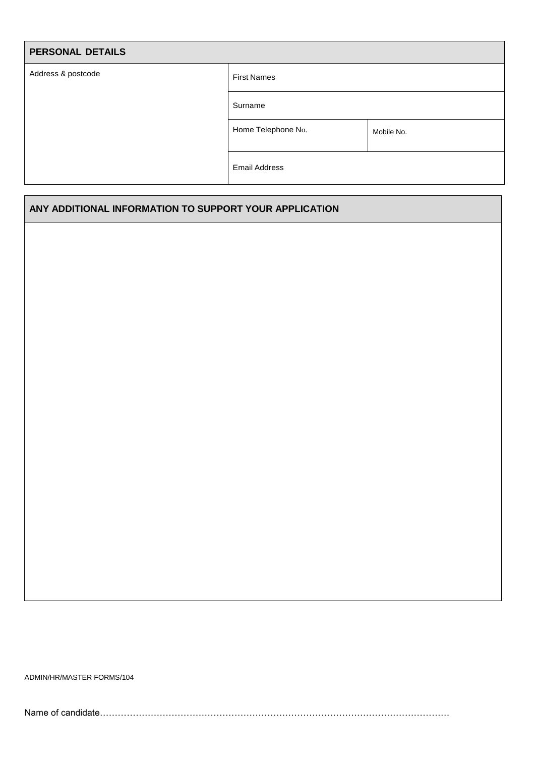| PERSONAL DETAILS | | |
|---|---|---|
| Address & postcode | First Names | |
| | Surname | |
| | Home Telephone No. | Mobile No. |
| | Email Address | |

| ANY ADDITIONAL INFORMATION TO SUPPORT YOUR APPLICATION |
|---|
| |

ADMIN/HR/MASTER FORMS/104

Name of candidate……………………………………………………………………………………………………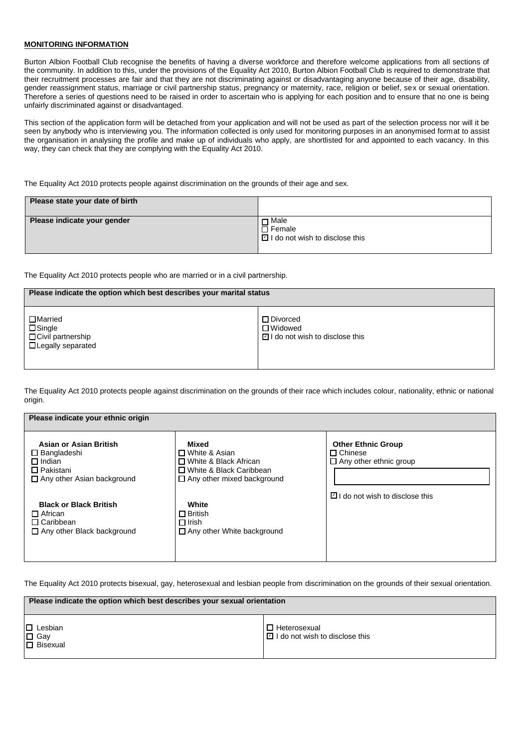**MONITORING INFORMATION**

Burton Albion Football Club recognise the benefits of having a diverse workforce and therefore welcome applications from all sections of the community. In addition to this, under the provisions of the Equality Act 2010, Burton Albion Football Club is required to demonstrate that their recruitment processes are fair and that they are not discriminating against or disadvantaging anyone because of their age, disability, gender reassignment status, marriage or civil partnership status, pregnancy or maternity, race, religion or belief, sex or sexual orientation. Therefore a series of questions need to be raised in order to ascertain who is applying for each position and to ensure that no one is being unfairly discriminated against or disadvantaged.

This section of the application form will be detached from your application and will not be used as part of the selection process nor will it be seen by anybody who is interviewing you. The information collected is only used for monitoring purposes in an anonymised format to assist the organisation in analysing the profile and make up of individuals who apply, are shortlisted for and appointed to each vacancy. In this way, they can check that they are complying with the Equality Act 2010.

The Equality Act 2010 protects people against discrimination on the grounds of their age and sex.

| Please state your date of birth | |
|---|---|
| **Please indicate your gender** | ☐ Male<br>☐ Female<br>☑ I do not wish to disclose this |

The Equality Act 2010 protects people who are married or in a civil partnership.

| Please indicate the option which best describes your marital status | |
|---|---|
| ☐ Married<br>☐ Single<br>☐ Civil partnership<br>☐ Legally separated | ☐ Divorced<br>☐ Widowed<br>☑ I do not wish to disclose this |

The Equality Act 2010 protects people against discrimination on the grounds of their race which includes colour, nationality, ethnic or national origin.

| Please indicate your ethnic origin | | |
|---|---|---|
| **Asian or Asian British**<br>☐ Bangladeshi<br>☐ Indian<br>☐ Pakistani<br>☐ Any other Asian background | **Mixed**<br>☐ White & Asian<br>☐ White & Black African<br>☐ White & Black Caribbean<br>☐ Any other mixed background | **Other Ethnic Group**<br>☐ Chinese<br>☐ Any other ethnic group<br>______________ |
| **Black or Black British**<br>☐ African<br>☐ Caribbean<br>☐ Any other Black background | **White**<br>☐ British<br>☐ Irish<br>☐ Any other White background | ☑ I do not wish to disclose this |

The Equality Act 2010 protects bisexual, gay, heterosexual and lesbian people from discrimination on the grounds of their sexual orientation.

| Please indicate the option which best describes your sexual orientation | |
|---|---|
| ☐ Lesbian<br>☐ Gay<br>☐ Bisexual | ☐ Heterosexual<br>☑ I do not wish to disclose this |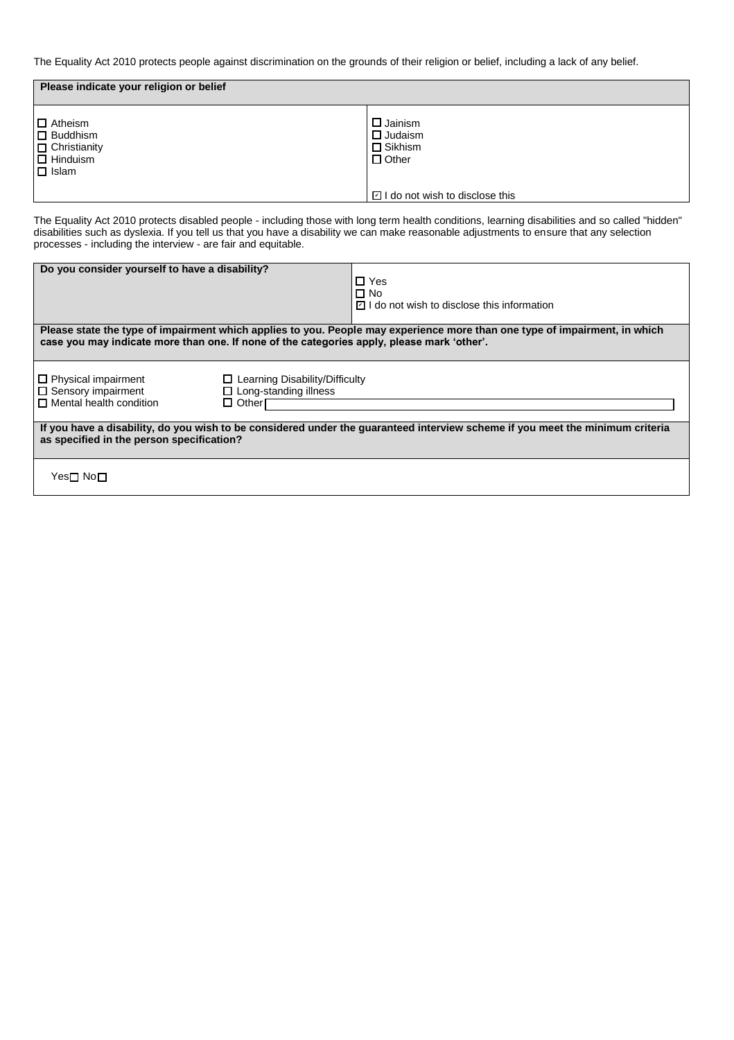The Equality Act 2010 protects people against discrimination on the grounds of their religion or belief, including a lack of any belief.

| **Please indicate your religion or belief** | |
|---|---|
| ☐ Atheism<br>☐ Buddhism<br>☐ Christianity<br>☐ Hinduism<br>☐ Islam | ☐ Jainism<br>☐ Judaism<br>☐ Sikhism<br>☐ Other<br><br>☑ I do not wish to disclose this |

The Equality Act 2010 protects disabled people - including those with long term health conditions, learning disabilities and so called "hidden" disabilities such as dyslexia. If you tell us that you have a disability we can make reasonable adjustments to ensure that any selection processes - including the interview - are fair and equitable.

| **Do you consider yourself to have a disability?** | ☐ Yes<br>☐ No<br>☑ I do not wish to disclose this information |
|---|---|
| **Please state the type of impairment which applies to you. People may experience more than one type of impairment, in which case you may indicate more than one. If none of the categories apply, please mark 'other'.** | |
| ☐ Physical impairment<br>☐ Sensory impairment<br>☐ Mental health condition | ☐ Learning Disability/Difficulty<br>☐ Long-standing illness<br>☐ Other |
| **If you have a disability, do you wish to be considered under the guaranteed interview scheme if you meet the minimum criteria as specified in the person specification?** | |
| Yes☐ No☐ | |